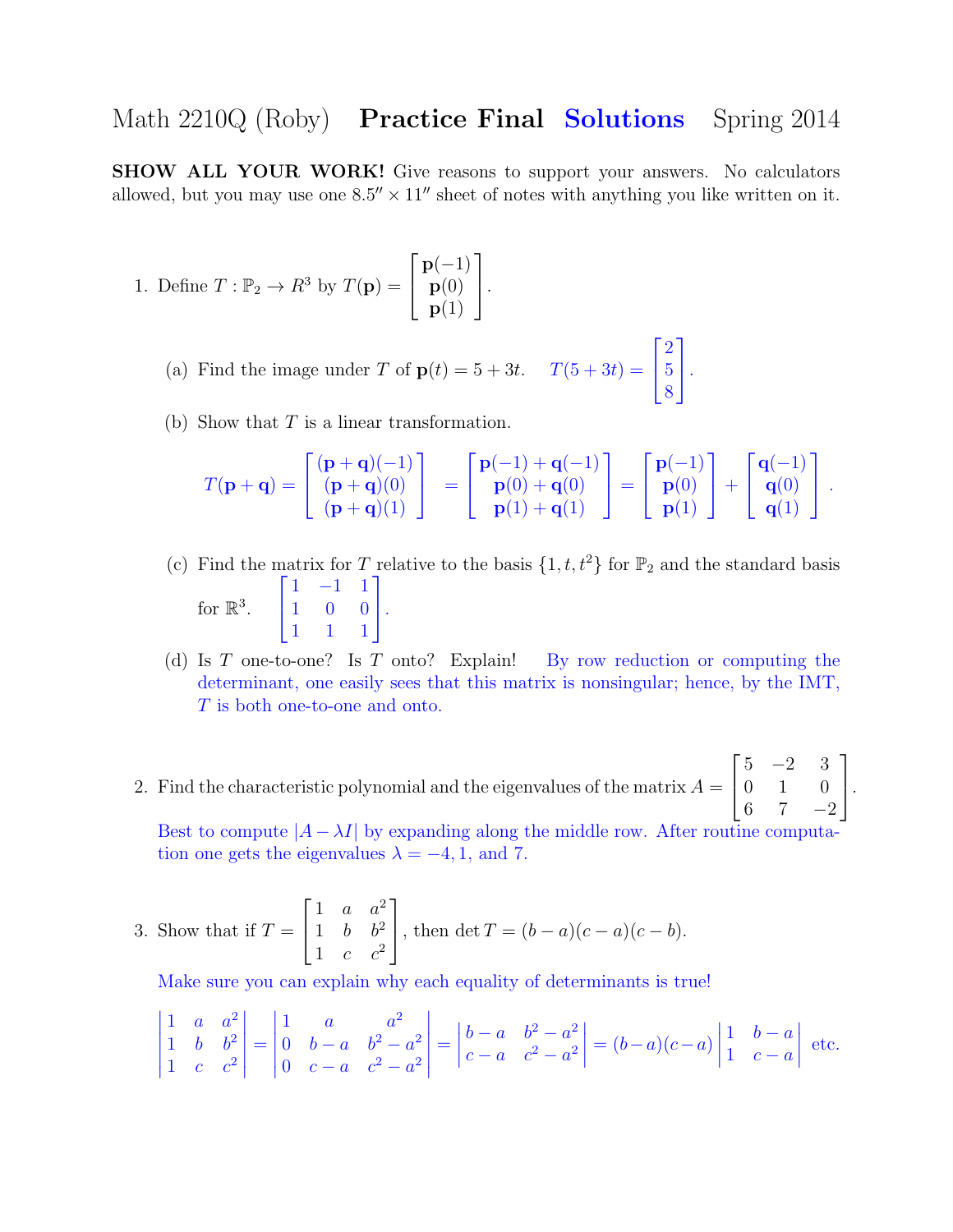# Math 2210Q (Roby) **Practice Final** Solutions Spring 2014

**SHOW ALL YOUR WORK!** Give reasons to support your answers. No calculators allowed, but you may use one $8.5'' \times 11''$ sheet of notes with anything you like written on it.

1. Define $T : \mathbb{P}_2 \to R^3$ by $T(\mathbf{p}) = \begin{bmatrix} \mathbf{p}(-1) \\ \mathbf{p}(0) \\ \mathbf{p}(1) \end{bmatrix}$.

   (a) Find the image under $T$ of $\mathbf{p}(t) = 5 + 3t$. $T(5+3t) = \begin{bmatrix} 2 \\ 5 \\ 8 \end{bmatrix}$.

   (b) Show that $T$ is a linear transformation.

   $$T(\mathbf{p}+\mathbf{q}) = \begin{bmatrix} (\mathbf{p}+\mathbf{q})(-1) \\ (\mathbf{p}+\mathbf{q})(0) \\ (\mathbf{p}+\mathbf{q})(1) \end{bmatrix} = \begin{bmatrix} \mathbf{p}(-1)+\mathbf{q}(-1) \\ \mathbf{p}(0)+\mathbf{q}(0) \\ \mathbf{p}(1)+\mathbf{q}(1) \end{bmatrix} = \begin{bmatrix} \mathbf{p}(-1) \\ \mathbf{p}(0) \\ \mathbf{p}(1) \end{bmatrix} + \begin{bmatrix} \mathbf{q}(-1) \\ \mathbf{q}(0) \\ \mathbf{q}(1) \end{bmatrix}.$$

   (c) Find the matrix for $T$ relative to the basis $\{1, t, t^2\}$ for $\mathbb{P}_2$ and the standard basis for $\mathbb{R}^3$. $\begin{bmatrix} 1 & -1 & 1 \\ 1 & 0 & 0 \\ 1 & 1 & 1 \end{bmatrix}$.

   (d) Is $T$ one-to-one? Is $T$ onto? Explain! By row reduction or computing the determinant, one easily sees that this matrix is nonsingular; hence, by the IMT, $T$ is both one-to-one and onto.

2. Find the characteristic polynomial and the eigenvalues of the matrix $A = \begin{bmatrix} 5 & -2 & 3 \\ 0 & 1 & 0 \\ 6 & 7 & -2 \end{bmatrix}$.

   Best to compute $|A - \lambda I|$ by expanding along the middle row. After routine computation one gets the eigenvalues $\lambda = -4, 1$, and $7$.

3. Show that if $T = \begin{bmatrix} 1 & a & a^2 \\ 1 & b & b^2 \\ 1 & c & c^2 \end{bmatrix}$, then $\det T = (b-a)(c-a)(c-b)$.

   Make sure you can explain why each equality of determinants is true!

   $$\begin{vmatrix} 1 & a & a^2 \\ 1 & b & b^2 \\ 1 & c & c^2 \end{vmatrix} = \begin{vmatrix} 1 & a & a^2 \\ 0 & b-a & b^2-a^2 \\ 0 & c-a & c^2-a^2 \end{vmatrix} = \begin{vmatrix} b-a & b^2-a^2 \\ c-a & c^2-a^2 \end{vmatrix} = (b-a)(c-a)\begin{vmatrix} 1 & b-a \\ 1 & c-a \end{vmatrix} \text{ etc.}$$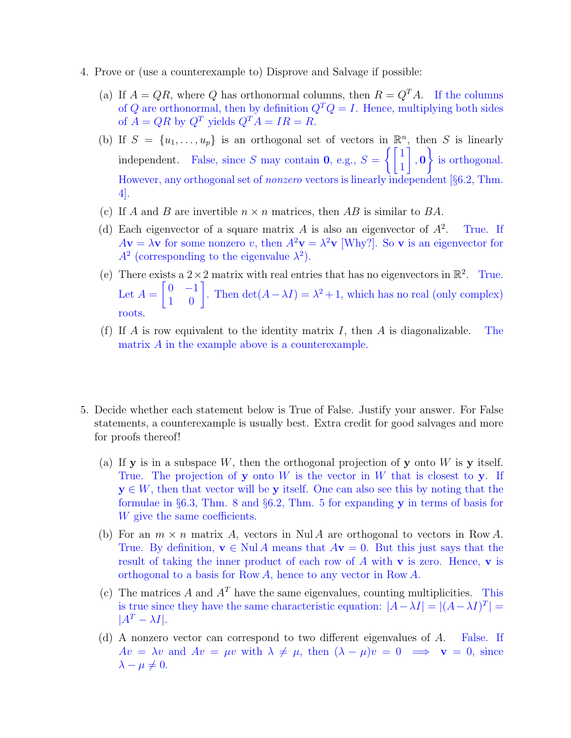4. Prove or (use a counterexample to) Disprove and Salvage if possible:

   (a) If $A = QR$, where $Q$ has orthonormal columns, then $R = Q^T A$. If the columns of $Q$ are orthonormal, then by definition $Q^T Q = I$. Hence, multiplying both sides of $A = QR$ by $Q^T$ yields $Q^T A = IR = R$.

   (b) If $S = \{u_1, \ldots, u_p\}$ is an orthogonal set of vectors in $\mathbb{R}^n$, then $S$ is linearly independent. False, since $S$ may contain $\mathbf{0}$, e.g., $S = \left\{ \begin{bmatrix} 1 \\ 1 \end{bmatrix}, \mathbf{0} \right\}$ is orthogonal. However, any orthogonal set of *nonzero* vectors is linearly independent [§6.2, Thm. 4].

   (c) If $A$ and $B$ are invertible $n \times n$ matrices, then $AB$ is similar to $BA$.

   (d) Each eigenvector of a square matrix $A$ is also an eigenvector of $A^2$. True. If $A\mathbf{v} = \lambda \mathbf{v}$ for some nonzero $v$, then $A^2 \mathbf{v} = \lambda^2 \mathbf{v}$ [Why?]. So $\mathbf{v}$ is an eigenvector for $A^2$ (corresponding to the eigenvalue $\lambda^2$).

   (e) There exists a $2 \times 2$ matrix with real entries that has no eigenvectors in $\mathbb{R}^2$. True. Let $A = \begin{bmatrix} 0 & -1 \\ 1 & 0 \end{bmatrix}$. Then $\det(A - \lambda I) = \lambda^2 + 1$, which has no real (only complex) roots.

   (f) If $A$ is row equivalent to the identity matrix $I$, then $A$ is diagonalizable. The matrix $A$ in the example above is a counterexample.

5. Decide whether each statement below is True of False. Justify your answer. For False statements, a counterexample is usually best. Extra credit for good salvages and more for proofs thereof!

   (a) If $\mathbf{y}$ is in a subspace $W$, then the orthogonal projection of $\mathbf{y}$ onto $W$ is $\mathbf{y}$ itself. True. The projection of $\mathbf{y}$ onto $W$ is the vector in $W$ that is closest to $\mathbf{y}$. If $\mathbf{y} \in W$, then that vector will be $\mathbf{y}$ itself. One can also see this by noting that the formulae in §6.3, Thm. 8 and §6.2, Thm. 5 for expanding $\mathbf{y}$ in terms of basis for $W$ give the same coefficients.

   (b) For an $m \times n$ matrix $A$, vectors in $\operatorname{Nul} A$ are orthogonal to vectors in $\operatorname{Row} A$. True. By definition, $\mathbf{v} \in \operatorname{Nul} A$ means that $A\mathbf{v} = 0$. But this just says that the result of taking the inner product of each row of $A$ with $\mathbf{v}$ is zero. Hence, $\mathbf{v}$ is orthogonal to a basis for $\operatorname{Row} A$, hence to any vector in $\operatorname{Row} A$.

   (c) The matrices $A$ and $A^T$ have the same eigenvalues, counting multiplicities. This is true since they have the same characteristic equation: $|A - \lambda I| = |(A - \lambda I)^T| = |A^T - \lambda I|$.

   (d) A nonzero vector can correspond to two different eigenvalues of $A$. False. If $Av = \lambda v$ and $Av = \mu v$ with $\lambda \neq \mu$, then $(\lambda - \mu)v = 0 \implies \mathbf{v} = 0$, since $\lambda - \mu \neq 0$.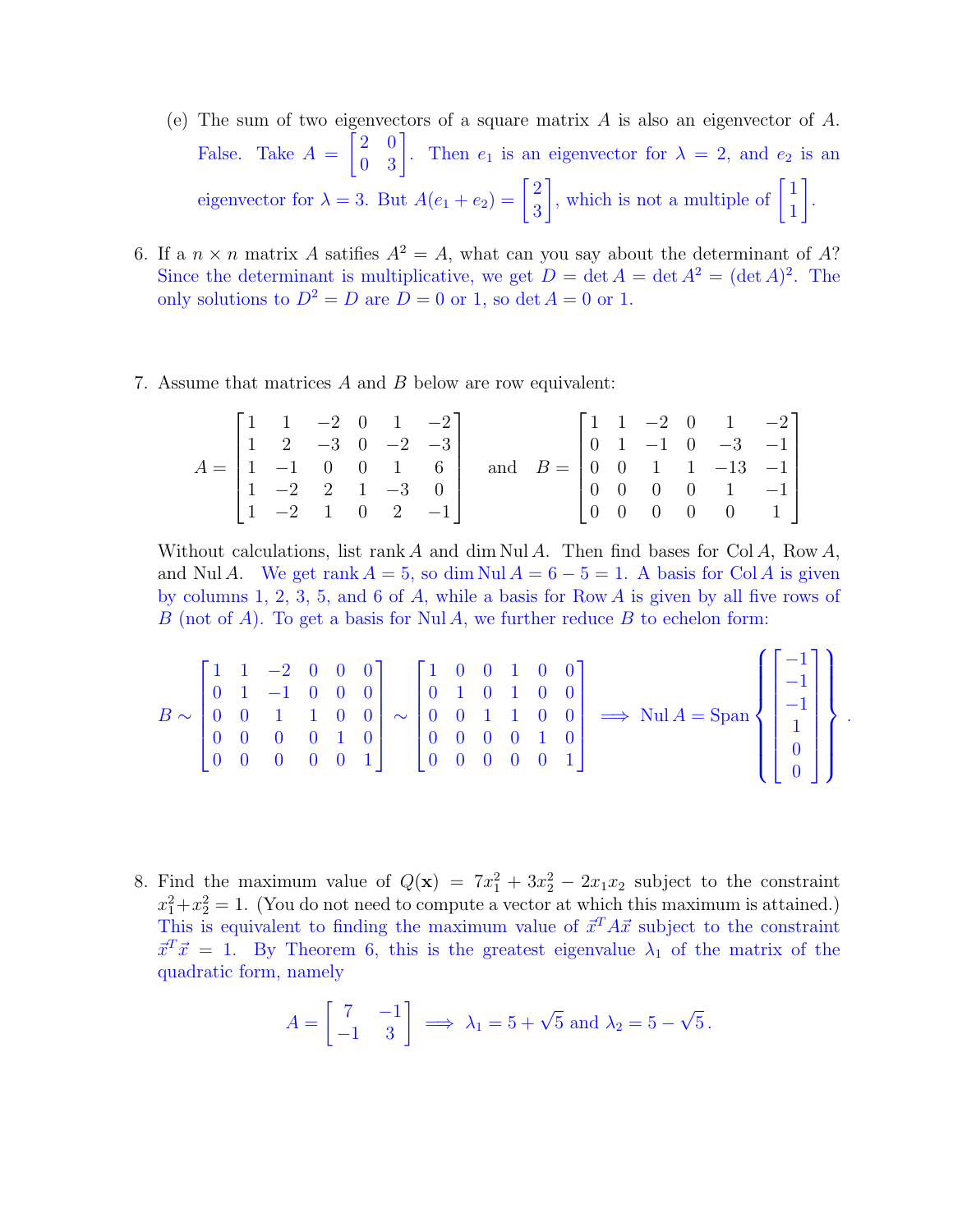(e) The sum of two eigenvectors of a square matrix $A$ is also an eigenvector of $A$.
False. Take $A = \begin{bmatrix} 2 & 0 \\ 0 & 3 \end{bmatrix}$. Then $e_1$ is an eigenvector for $\lambda = 2$, and $e_2$ is an eigenvector for $\lambda = 3$. But $A(e_1 + e_2) = \begin{bmatrix} 2 \\ 3 \end{bmatrix}$, which is not a multiple of $\begin{bmatrix} 1 \\ 1 \end{bmatrix}$.

6. If a $n \times n$ matrix $A$ satifies $A^2 = A$, what can you say about the determinant of $A$?
Since the determinant is multiplicative, we get $D = \det A = \det A^2 = (\det A)^2$. The only solutions to $D^2 = D$ are $D = 0$ or $1$, so $\det A = 0$ or $1$.

7. Assume that matrices $A$ and $B$ below are row equivalent:

$$A = \begin{bmatrix} 1 & 1 & -2 & 0 & 1 & -2 \\ 1 & 2 & -3 & 0 & -2 & -3 \\ 1 & -1 & 0 & 0 & 1 & 6 \\ 1 & -2 & 2 & 1 & -3 & 0 \\ 1 & -2 & 1 & 0 & 2 & -1 \end{bmatrix} \quad \text{and} \quad B = \begin{bmatrix} 1 & 1 & -2 & 0 & 1 & -2 \\ 0 & 1 & -1 & 0 & -3 & -1 \\ 0 & 0 & 1 & 1 & -13 & -1 \\ 0 & 0 & 0 & 0 & 1 & -1 \\ 0 & 0 & 0 & 0 & 0 & 1 \end{bmatrix}$$

Without calculations, list $\operatorname{rank} A$ and $\dim \operatorname{Nul} A$. Then find bases for $\operatorname{Col} A$, $\operatorname{Row} A$, and $\operatorname{Nul} A$. We get $\operatorname{rank} A = 5$, so $\dim \operatorname{Nul} A = 6 - 5 = 1$. A basis for $\operatorname{Col} A$ is given by columns 1, 2, 3, 5, and 6 of $A$, while a basis for $\operatorname{Row} A$ is given by all five rows of $B$ (not of $A$). To get a basis for $\operatorname{Nul} A$, we further reduce $B$ to echelon form:

$$B \sim \begin{bmatrix} 1 & 1 & -2 & 0 & 0 & 0 \\ 0 & 1 & -1 & 0 & 0 & 0 \\ 0 & 0 & 1 & 1 & 0 & 0 \\ 0 & 0 & 0 & 0 & 1 & 0 \\ 0 & 0 & 0 & 0 & 0 & 1 \end{bmatrix} \sim \begin{bmatrix} 1 & 0 & 0 & 1 & 0 & 0 \\ 0 & 1 & 0 & 1 & 0 & 0 \\ 0 & 0 & 1 & 1 & 0 & 0 \\ 0 & 0 & 0 & 0 & 1 & 0 \\ 0 & 0 & 0 & 0 & 0 & 1 \end{bmatrix} \implies \operatorname{Nul} A = \operatorname{Span} \left\{ \begin{bmatrix} -1 \\ -1 \\ -1 \\ 1 \\ 0 \\ 0 \end{bmatrix} \right\}.$$

8. Find the maximum value of $Q(\mathbf{x}) = 7x_1^2 + 3x_2^2 - 2x_1x_2$ subject to the constraint $x_1^2 + x_2^2 = 1$. (You do not need to compute a vector at which this maximum is attained.)
This is equivalent to finding the maximum value of $\vec{x}^T A \vec{x}$ subject to the constraint $\vec{x}^T \vec{x} = 1$. By Theorem 6, this is the greatest eigenvalue $\lambda_1$ of the matrix of the quadratic form, namely

$$A = \begin{bmatrix} 7 & -1 \\ -1 & 3 \end{bmatrix} \implies \lambda_1 = 5 + \sqrt{5} \text{ and } \lambda_2 = 5 - \sqrt{5}.$$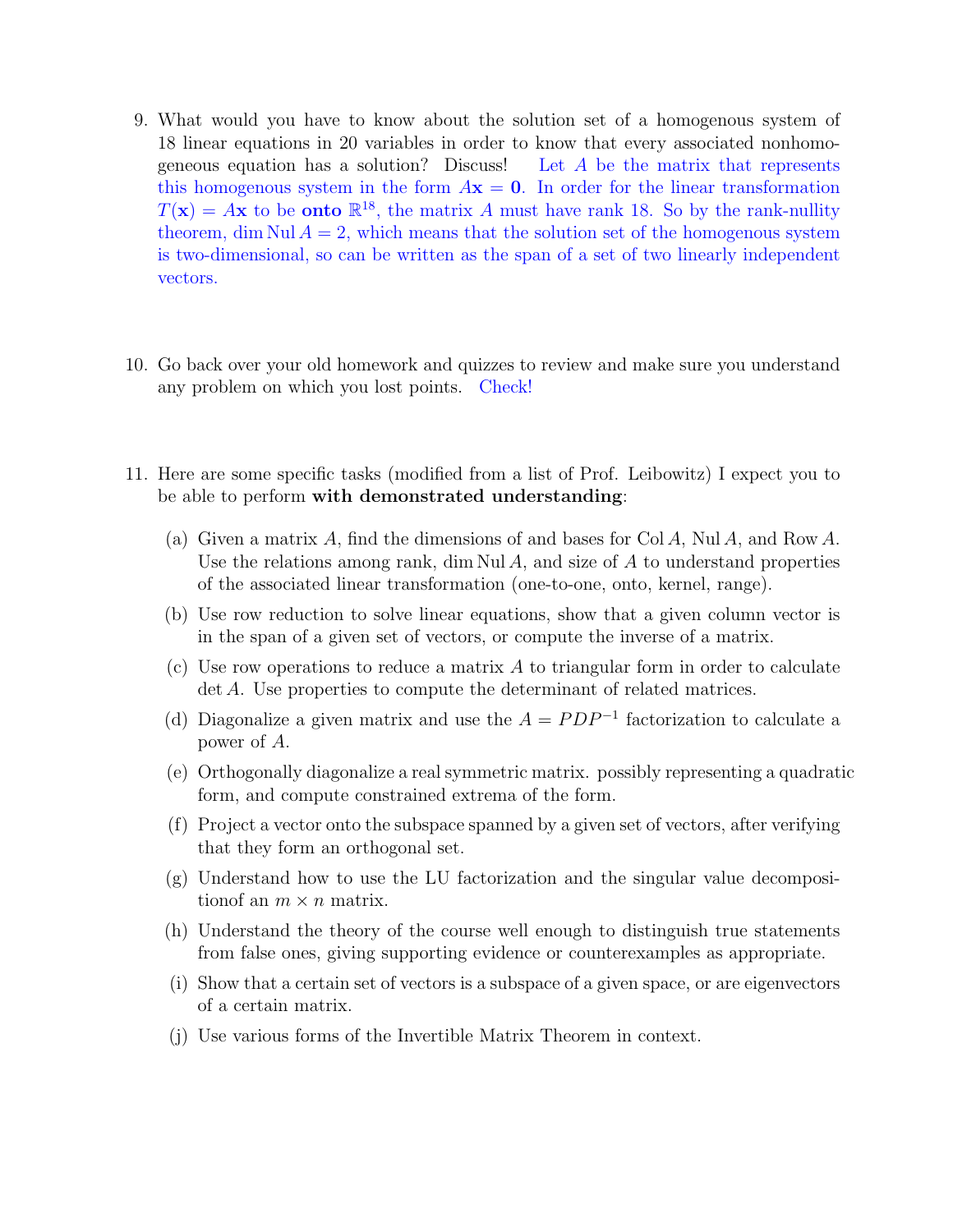9. What would you have to know about the solution set of a homogenous system of 18 linear equations in 20 variables in order to know that every associated nonhomogeneous equation has a solution? Discuss! Let $A$ be the matrix that represents this homogenous system in the form $A\mathbf{x} = \mathbf{0}$. In order for the linear transformation $T(\mathbf{x}) = A\mathbf{x}$ to be **onto** $\mathbb{R}^{18}$, the matrix $A$ must have rank 18. So by the rank-nullity theorem, $\dim \operatorname{Nul} A = 2$, which means that the solution set of the homogenous system is two-dimensional, so can be written as the span of a set of two linearly independent vectors.

10. Go back over your old homework and quizzes to review and make sure you understand any problem on which you lost points. Check!

11. Here are some specific tasks (modified from a list of Prof. Leibowitz) I expect you to be able to perform **with demonstrated understanding**:

    (a) Given a matrix $A$, find the dimensions of and bases for $\operatorname{Col} A$, $\operatorname{Nul} A$, and $\operatorname{Row} A$. Use the relations among rank, $\dim \operatorname{Nul} A$, and size of $A$ to understand properties of the associated linear transformation (one-to-one, onto, kernel, range).

    (b) Use row reduction to solve linear equations, show that a given column vector is in the span of a given set of vectors, or compute the inverse of a matrix.

    (c) Use row operations to reduce a matrix $A$ to triangular form in order to calculate $\det A$. Use properties to compute the determinant of related matrices.

    (d) Diagonalize a given matrix and use the $A = PDP^{-1}$ factorization to calculate a power of $A$.

    (e) Orthogonally diagonalize a real symmetric matrix. possibly representing a quadratic form, and compute constrained extrema of the form.

    (f) Project a vector onto the subspace spanned by a given set of vectors, after verifying that they form an orthogonal set.

    (g) Understand how to use the LU factorization and the singular value decompositionof an $m \times n$ matrix.

    (h) Understand the theory of the course well enough to distinguish true statements from false ones, giving supporting evidence or counterexamples as appropriate.

    (i) Show that a certain set of vectors is a subspace of a given space, or are eigenvectors of a certain matrix.

    (j) Use various forms of the Invertible Matrix Theorem in context.